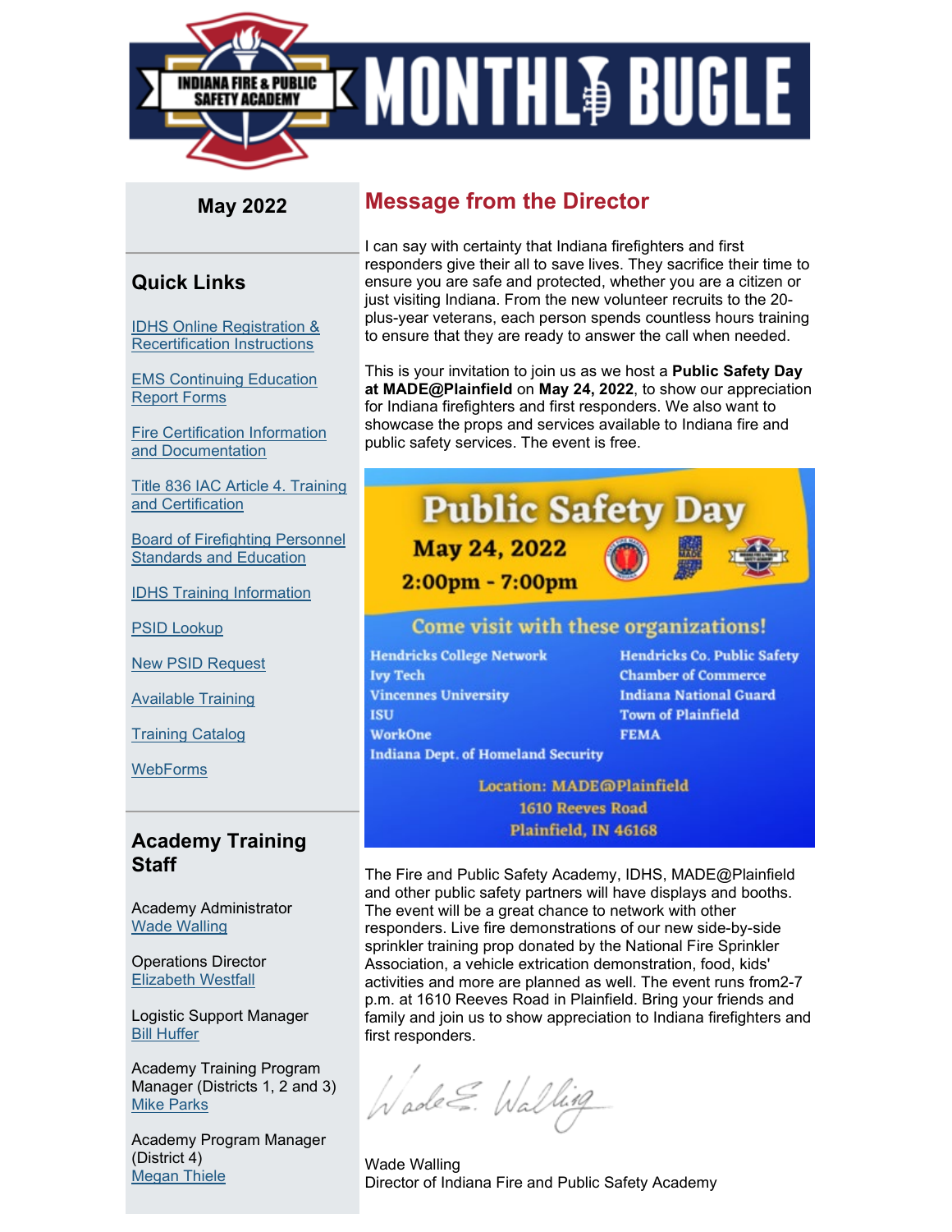# MONTHLY BUGLE

Indiana Fire & Public Safety Academy

**May 2022**

## Quick Links

- IDHS Online Registration & Recertification Instructions
- EMS Continuing Education Report Forms
- Fire Certification Information and Documentation
- Title 836 IAC Article 4. Training and Certification
- Board of Firefighting Personnel Standards and Education
- IDHS Training Information
- PSID Lookup
- New PSID Request
- Available Training
- Training Catalog
- WebForms

## Academy Training Staff

Academy Administrator
Wade Walling

Operations Director
Elizabeth Westfall

Logistic Support Manager
Bill Huffer

Academy Training Program Manager (Districts 1, 2 and 3)
Mike Parks

Academy Program Manager (District 4)
Megan Thiele

## Message from the Director

I can say with certainty that Indiana firefighters and first responders give their all to save lives. They sacrifice their time to ensure you are safe and protected, whether you are a citizen or just visiting Indiana. From the new volunteer recruits to the 20-plus-year veterans, each person spends countless hours training to ensure that they are ready to answer the call when needed.

This is your invitation to join us as we host a **Public Safety Day at MADE@Plainfield** on **May 24, 2022**, to show our appreciation for Indiana firefighters and first responders. We also want to showcase the props and services available to Indiana fire and public safety services. The event is free.

**Public Safety Day**
**May 24, 2022**
**2:00pm - 7:00pm**

**Come visit with these organizations!**

- Hendricks College Network
- Ivy Tech
- Vincennes University
- ISU
- WorkOne
- Indiana Dept. of Homeland Security
- Hendricks Co. Public Safety
- Chamber of Commerce
- Indiana National Guard
- Town of Plainfield
- FEMA

**Location: MADE@Plainfield**
**1610 Reeves Road**
**Plainfield, IN 46168**

The Fire and Public Safety Academy, IDHS, MADE@Plainfield and other public safety partners will have displays and booths. The event will be a great chance to network with other responders. Live fire demonstrations of our new side-by-side sprinkler training prop donated by the National Fire Sprinkler Association, a vehicle extrication demonstration, food, kids' activities and more are planned as well. The event runs from2-7 p.m. at 1610 Reeves Road in Plainfield. Bring your friends and family and join us to show appreciation to Indiana firefighters and first responders.

Wade Walling
Director of Indiana Fire and Public Safety Academy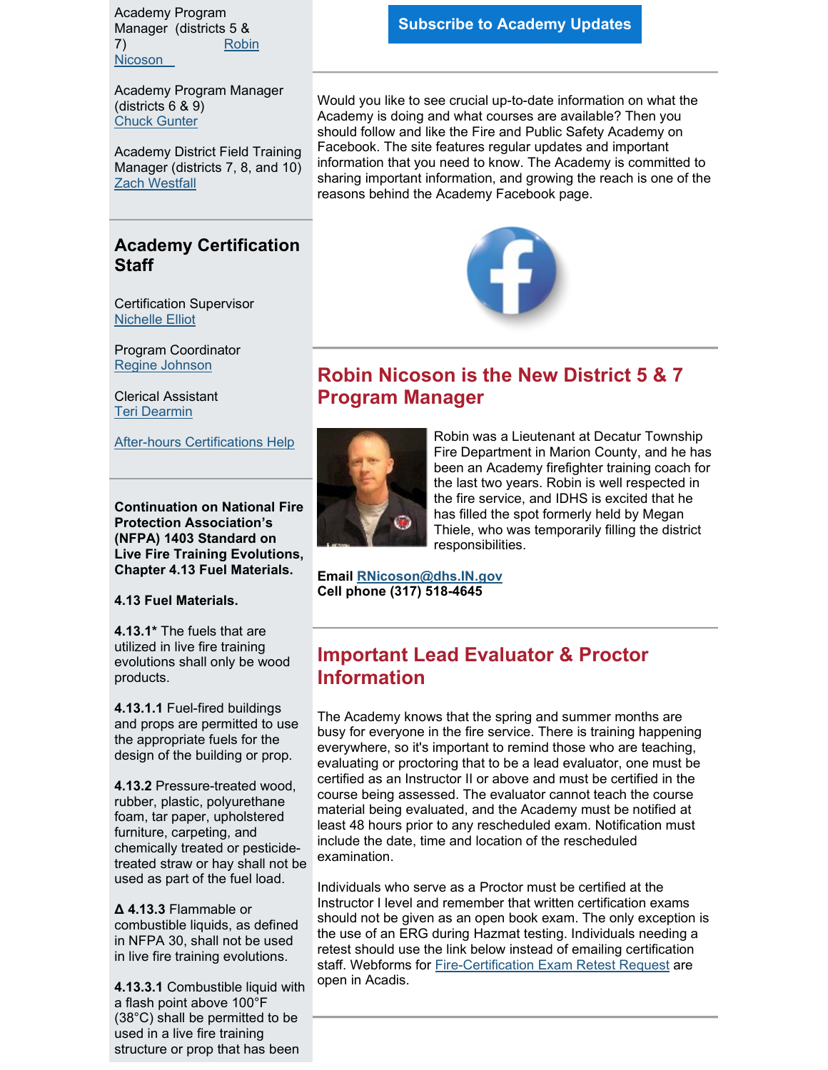Academy Program Manager (districts 5 & 7) Robin Nicoson

Academy Program Manager (districts 6 & 9) Chuck Gunter

Academy District Field Training Manager (districts 7, 8, and 10) Zach Westfall

## Academy Certification Staff

Certification Supervisor
Nichelle Elliot

Program Coordinator
Regine Johnson

Clerical Assistant
Teri Dearmin

After-hours Certifications Help

**Continuation on National Fire Protection Association's (NFPA) 1403 Standard on Live Fire Training Evolutions, Chapter 4.13 Fuel Materials.**

**4.13 Fuel Materials.**

**4.13.1*** The fuels that are utilized in live fire training evolutions shall only be wood products.

**4.13.1.1** Fuel-fired buildings and props are permitted to use the appropriate fuels for the design of the building or prop.

**4.13.2** Pressure-treated wood, rubber, plastic, polyurethane foam, tar paper, upholstered furniture, carpeting, and chemically treated or pesticide-treated straw or hay shall not be used as part of the fuel load.

**Δ 4.13.3** Flammable or combustible liquids, as defined in NFPA 30, shall not be used in live fire training evolutions.

**4.13.3.1** Combustible liquid with a flash point above 100°F (38°C) shall be permitted to be used in a live fire training structure or prop that has been

Subscribe to Academy Updates

Would you like to see crucial up-to-date information on what the Academy is doing and what courses are available? Then you should follow and like the Fire and Public Safety Academy on Facebook. The site features regular updates and important information that you need to know. The Academy is committed to sharing important information, and growing the reach is one of the reasons behind the Academy Facebook page.

## Robin Nicoson is the New District 5 & 7 Program Manager

Robin was a Lieutenant at Decatur Township Fire Department in Marion County, and he has been an Academy firefighter training coach for the last two years. Robin is well respected in the fire service, and IDHS is excited that he has filled the spot formerly held by Megan Thiele, who was temporarily filling the district responsibilities.

**Email RNicoson@dhs.IN.gov**
**Cell phone (317) 518-4645**

## Important Lead Evaluator & Proctor Information

The Academy knows that the spring and summer months are busy for everyone in the fire service. There is training happening everywhere, so it's important to remind those who are teaching, evaluating or proctoring that to be a lead evaluator, one must be certified as an Instructor II or above and must be certified in the course being assessed. The evaluator cannot teach the course material being evaluated, and the Academy must be notified at least 48 hours prior to any rescheduled exam. Notification must include the date, time and location of the rescheduled examination.

Individuals who serve as a Proctor must be certified at the Instructor I level and remember that written certification exams should not be given as an open book exam. The only exception is the use of an ERG during Hazmat testing. Individuals needing a retest should use the link below instead of emailing certification staff. Webforms for Fire-Certification Exam Retest Request are open in Acadis.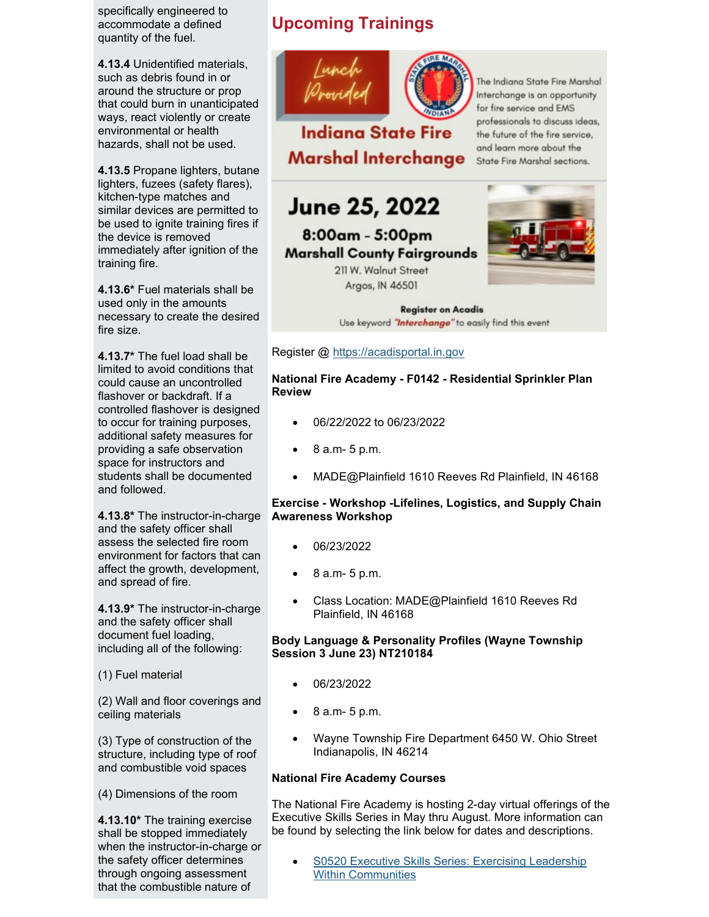specifically engineered to accommodate a defined quantity of the fuel.

**4.13.4** Unidentified materials, such as debris found in or around the structure or prop that could burn in unanticipated ways, react violently or create environmental or health hazards, shall not be used.

**4.13.5** Propane lighters, butane lighters, fuzees (safety flares), kitchen-type matches and similar devices are permitted to be used to ignite training fires if the device is removed immediately after ignition of the training fire.

**4.13.6*** Fuel materials shall be used only in the amounts necessary to create the desired fire size.

**4.13.7*** The fuel load shall be limited to avoid conditions that could cause an uncontrolled flashover or backdraft. If a controlled flashover is designed to occur for training purposes, additional safety measures for providing a safe observation space for instructors and students shall be documented and followed.

**4.13.8*** The instructor-in-charge and the safety officer shall assess the selected fire room environment for factors that can affect the growth, development, and spread of fire.

**4.13.9*** The instructor-in-charge and the safety officer shall document fuel loading, including all of the following:

(1) Fuel material

(2) Wall and floor coverings and ceiling materials

(3) Type of construction of the structure, including type of roof and combustible void spaces

(4) Dimensions of the room

**4.13.10*** The training exercise shall be stopped immediately when the instructor-in-charge or the safety officer determines through ongoing assessment that the combustible nature of

## Upcoming Trainings

Lunch Provided

**Indiana State Fire Marshal Interchange**

The Indiana State Fire Marshal Interchange is an opportunity for fire service and EMS professionals to discuss ideas, the future of the fire service, and learn more about the State Fire Marshal sections.

**June 25, 2022**

**8:00am - 5:00pm**

**Marshall County Fairgrounds**

211 W. Walnut Street
Argos, IN 46501

**Register on Acadis**

Use keyword ***"Interchange"*** to easily find this event

Register @ https://acadisportal.in.gov

**National Fire Academy - F0142 - Residential Sprinkler Plan Review**

- 06/22/2022 to 06/23/2022
- 8 a.m- 5 p.m.
- MADE@Plainfield 1610 Reeves Rd Plainfield, IN 46168

**Exercise - Workshop -Lifelines, Logistics, and Supply Chain Awareness Workshop**

- 06/23/2022
- 8 a.m- 5 p.m.
- Class Location: MADE@Plainfield 1610 Reeves Rd Plainfield, IN 46168

**Body Language & Personality Profiles (Wayne Township Session 3 June 23) NT210184**

- 06/23/2022
- 8 a.m- 5 p.m.
- Wayne Township Fire Department 6450 W. Ohio Street Indianapolis, IN 46214

**National Fire Academy Courses**

The National Fire Academy is hosting 2-day virtual offerings of the Executive Skills Series in May thru August. More information can be found by selecting the link below for dates and descriptions.

- S0520 Executive Skills Series: Exercising Leadership Within Communities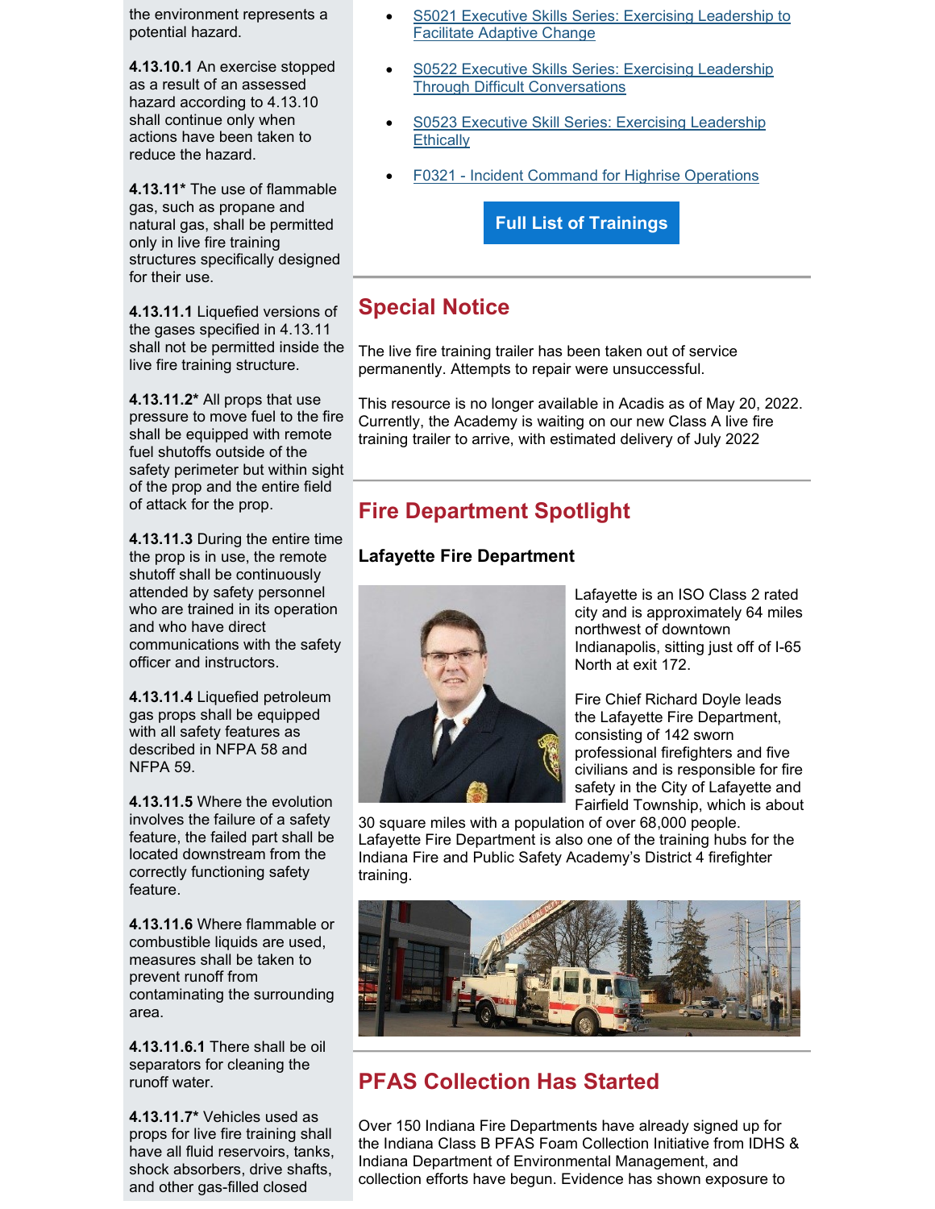the environment represents a potential hazard.

**4.13.10.1** An exercise stopped as a result of an assessed hazard according to 4.13.10 shall continue only when actions have been taken to reduce the hazard.

**4.13.11*** The use of flammable gas, such as propane and natural gas, shall be permitted only in live fire training structures specifically designed for their use.

**4.13.11.1** Liquefied versions of the gases specified in 4.13.11 shall not be permitted inside the live fire training structure.

**4.13.11.2*** All props that use pressure to move fuel to the fire shall be equipped with remote fuel shutoffs outside of the safety perimeter but within sight of the prop and the entire field of attack for the prop.

**4.13.11.3** During the entire time the prop is in use, the remote shutoff shall be continuously attended by safety personnel who are trained in its operation and who have direct communications with the safety officer and instructors.

**4.13.11.4** Liquefied petroleum gas props shall be equipped with all safety features as described in NFPA 58 and NFPA 59.

**4.13.11.5** Where the evolution involves the failure of a safety feature, the failed part shall be located downstream from the correctly functioning safety feature.

**4.13.11.6** Where flammable or combustible liquids are used, measures shall be taken to prevent runoff from contaminating the surrounding area.

**4.13.11.6.1** There shall be oil separators for cleaning the runoff water.

**4.13.11.7*** Vehicles used as props for live fire training shall have all fluid reservoirs, tanks, shock absorbers, drive shafts, and other gas-filled closed

- S5021 Executive Skills Series: Exercising Leadership to Facilitate Adaptive Change
- S0522 Executive Skills Series: Exercising Leadership Through Difficult Conversations
- S0523 Executive Skill Series: Exercising Leadership Ethically
- F0321 - Incident Command for Highrise Operations

**Full List of Trainings**

## Special Notice

The live fire training trailer has been taken out of service permanently. Attempts to repair were unsuccessful.

This resource is no longer available in Acadis as of May 20, 2022. Currently, the Academy is waiting on our new Class A live fire training trailer to arrive, with estimated delivery of July 2022

## Fire Department Spotlight

### Lafayette Fire Department

Lafayette is an ISO Class 2 rated city and is approximately 64 miles northwest of downtown Indianapolis, sitting just off of I-65 North at exit 172.

Fire Chief Richard Doyle leads the Lafayette Fire Department, consisting of 142 sworn professional firefighters and five civilians and is responsible for fire safety in the City of Lafayette and Fairfield Township, which is about 30 square miles with a population of over 68,000 people. Lafayette Fire Department is also one of the training hubs for the Indiana Fire and Public Safety Academy's District 4 firefighter training.

## PFAS Collection Has Started

Over 150 Indiana Fire Departments have already signed up for the Indiana Class B PFAS Foam Collection Initiative from IDHS & Indiana Department of Environmental Management, and collection efforts have begun. Evidence has shown exposure to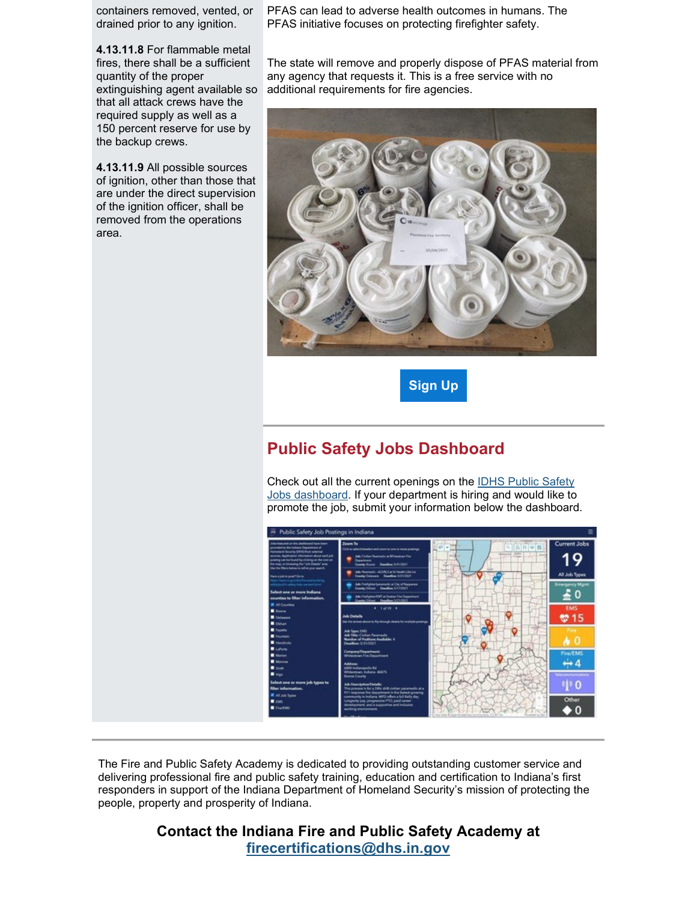containers removed, vented, or drained prior to any ignition.

**4.13.11.8** For flammable metal fires, there shall be a sufficient quantity of the proper extinguishing agent available so that all attack crews have the required supply as well as a 150 percent reserve for use by the backup crews.

**4.13.11.9** All possible sources of ignition, other than those that are under the direct supervision of the ignition officer, shall be removed from the operations area.

PFAS can lead to adverse health outcomes in humans. The PFAS initiative focuses on protecting firefighter safety.

The state will remove and properly dispose of PFAS material from any agency that requests it. This is a free service with no additional requirements for fire agencies.

Sign Up

## Public Safety Jobs Dashboard

Check out all the current openings on the IDHS Public Safety Jobs dashboard. If your department is hiring and would like to promote the job, submit your information below the dashboard.

The Fire and Public Safety Academy is dedicated to providing outstanding customer service and delivering professional fire and public safety training, education and certification to Indiana's first responders in support of the Indiana Department of Homeland Security's mission of protecting the people, property and prosperity of Indiana.

**Contact the Indiana Fire and Public Safety Academy at firecertifications@dhs.in.gov**